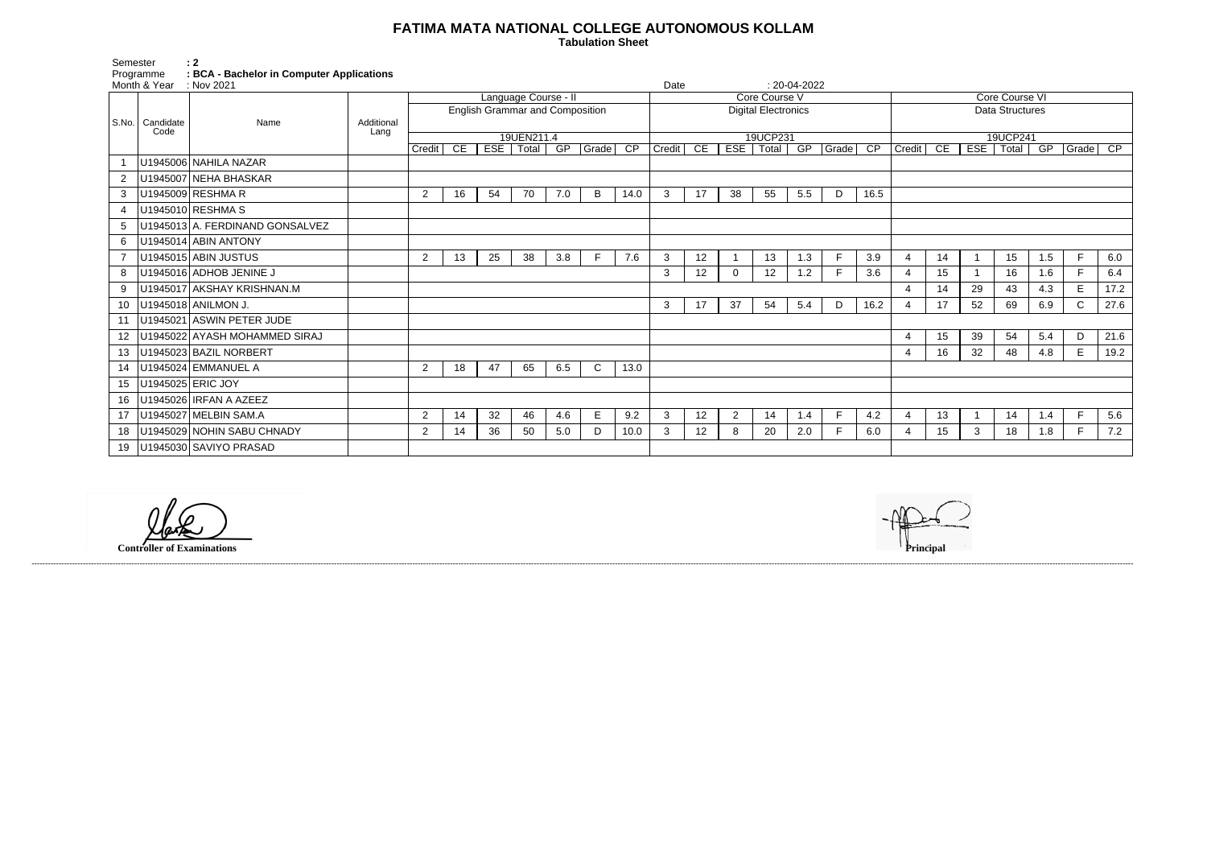# FATIMA MATA NATIONAL COLLEGE AUTONOMOUS KOLLAM

**Tabulation Sheet**

Semester : 2
Programme : BCA - Bachelor in Computer Applications
Month & Year : Nov 2021 Date : 20-04-2022

| S.No. | Candidate Code | Name | Additional Lang | Language Course - II | | | | | | | Core Course V | | | | | | | Core Course VI | | | | | | |
|---|---|---|---|---|---|---|---|---|---|---|---|---|---|---|---|---|---|---|---|---|---|---|---|---|
| | | | | English Grammar and Composition | | | | | | | Digital Electronics | | | | | | | Data Structures | | | | | | |
| | | | | 19UEN211.4 | | | | | | | 19UCP231 | | | | | | | 19UCP241 | | | | | | |
| | | | | Credit | CE | ESE | Total | GP | Grade | CP | Credit | CE | ESE | Total | GP | Grade | CP | Credit | CE | ESE | Total | GP | Grade | CP |
| 1 | U1945006 | NAHILA NAZAR | | | | | | | | | | | | | | | | | | | | | | |
| 2 | U1945007 | NEHA BHASKAR | | | | | | | | | | | | | | | | | | | | | | |
| 3 | U1945009 | RESHMA R | | 2 | 16 | 54 | 70 | 7.0 | B | 14.0 | 3 | 17 | 38 | 55 | 5.5 | D | 16.5 | | | | | | | |
| 4 | U1945010 | RESHMA S | | | | | | | | | | | | | | | | | | | | | | |
| 5 | U1945013 | A. FERDINAND GONSALVEZ | | | | | | | | | | | | | | | | | | | | | | |
| 6 | U1945014 | ABIN ANTONY | | | | | | | | | | | | | | | | | | | | | | |
| 7 | U1945015 | ABIN JUSTUS | | 2 | 13 | 25 | 38 | 3.8 | F | 7.6 | 3 | 12 | 1 | 13 | 1.3 | F | 3.9 | 4 | 14 | 1 | 15 | 1.5 | F | 6.0 |
| 8 | U1945016 | ADHOB JENINE J | | | | | | | | | 3 | 12 | 0 | 12 | 1.2 | F | 3.6 | 4 | 15 | 1 | 16 | 1.6 | F | 6.4 |
| 9 | U1945017 | AKSHAY KRISHNAN.M | | | | | | | | | | | | | | | | 4 | 14 | 29 | 43 | 4.3 | E | 17.2 |
| 10 | U1945018 | ANILMON J. | | | | | | | | | 3 | 17 | 37 | 54 | 5.4 | D | 16.2 | 4 | 17 | 52 | 69 | 6.9 | C | 27.6 |
| 11 | U1945021 | ASWIN PETER JUDE | | | | | | | | | | | | | | | | | | | | | | |
| 12 | U1945022 | AYASH MOHAMMED SIRAJ | | | | | | | | | | | | | | | | 4 | 15 | 39 | 54 | 5.4 | D | 21.6 |
| 13 | U1945023 | BAZIL NORBERT | | | | | | | | | | | | | | | | 4 | 16 | 32 | 48 | 4.8 | E | 19.2 |
| 14 | U1945024 | EMMANUEL A | | 2 | 18 | 47 | 65 | 6.5 | C | 13.0 | | | | | | | | | | | | | | |
| 15 | U1945025 | ERIC JOY | | | | | | | | | | | | | | | | | | | | | | |
| 16 | U1945026 | IRFAN A AZEEZ | | | | | | | | | | | | | | | | | | | | | | |
| 17 | U1945027 | MELBIN SAM.A | | 2 | 14 | 32 | 46 | 4.6 | E | 9.2 | 3 | 12 | 2 | 14 | 1.4 | F | 4.2 | 4 | 13 | 1 | 14 | 1.4 | F | 5.6 |
| 18 | U1945029 | NOHIN SABU CHNADY | | 2 | 14 | 36 | 50 | 5.0 | D | 10.0 | 3 | 12 | 8 | 20 | 2.0 | F | 6.0 | 4 | 15 | 3 | 18 | 1.8 | F | 7.2 |
| 19 | U1945030 | SAVIYO PRASAD | | | | | | | | | | | | | | | | | | | | | | |

**Controller of Examinations**

**Principal**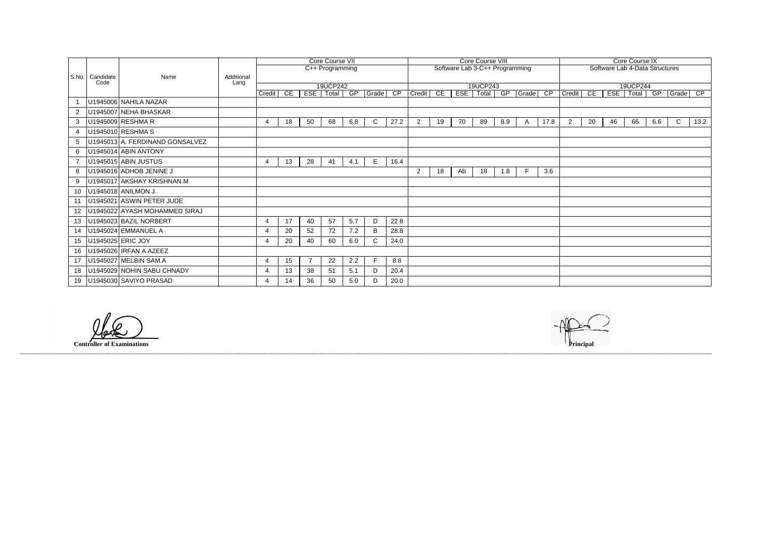| S.No. | Candidate Code | Name | Additional Lang | Core Course VII C++ Programming 19UCP242 | | | | | | | Core Course VIII Software Lab 3-C++ Programming 19UCP243 | | | | | | | Core Course IX Software Lab 4-Data Structures 19UCP244 | | | | | | |
|---|---|---|---|---|---|---|---|---|---|---|---|---|---|---|---|---|---|---|---|---|---|---|---|---|
| | | | | Credit | CE | ESE | Total | GP | Grade | CP | Credit | CE | ESE | Total | GP | Grade | CP | Credit | CE | ESE | Total | GP | Grade | CP |
| 1 | U1945006 | NAHILA NAZAR | | | | | | | | | | | | | | | | | | | | | | |
| 2 | U1945007 | NEHA BHASKAR | | | | | | | | | | | | | | | | | | | | | | |
| 3 | U1945009 | RESHMA R | | 4 | 18 | 50 | 68 | 6.8 | C | 27.2 | 2 | 19 | 70 | 89 | 8.9 | A | 17.8 | 2 | 20 | 46 | 66 | 6.6 | C | 13.2 |
| 4 | U1945010 | RESHMA S | | | | | | | | | | | | | | | | | | | | | | |
| 5 | U1945013 | A. FERDINAND GONSALVEZ | | | | | | | | | | | | | | | | | | | | | | |
| 6 | U1945014 | ABIN ANTONY | | | | | | | | | | | | | | | | | | | | | | |
| 7 | U1945015 | ABIN JUSTUS | | 4 | 13 | 28 | 41 | 4.1 | E | 16.4 | | | | | | | | | | | | | | |
| 8 | U1945016 | ADHOB JENINE J | | | | | | | | | 2 | 18 | Ab | 18 | 1.8 | F | 3.6 | | | | | | | |
| 9 | U1945017 | AKSHAY KRISHNAN.M | | | | | | | | | | | | | | | | | | | | | | |
| 10 | U1945018 | ANILMON J. | | | | | | | | | | | | | | | | | | | | | | |
| 11 | U1945021 | ASWIN PETER JUDE | | | | | | | | | | | | | | | | | | | | | | |
| 12 | U1945022 | AYASH MOHAMMED SIRAJ | | | | | | | | | | | | | | | | | | | | | | |
| 13 | U1945023 | BAZIL NORBERT | | 4 | 17 | 40 | 57 | 5.7 | D | 22.8 | | | | | | | | | | | | | | |
| 14 | U1945024 | EMMANUEL A | | 4 | 20 | 52 | 72 | 7.2 | B | 28.8 | | | | | | | | | | | | | | |
| 15 | U1945025 | ERIC JOY | | 4 | 20 | 40 | 60 | 6.0 | C | 24.0 | | | | | | | | | | | | | | |
| 16 | U1945026 | IRFAN A AZEEZ | | | | | | | | | | | | | | | | | | | | | | |
| 17 | U1945027 | MELBIN SAM.A | | 4 | 15 | 7 | 22 | 2.2 | F | 8.8 | | | | | | | | | | | | | | |
| 18 | U1945029 | NOHIN SABU CHNADY | | 4 | 13 | 38 | 51 | 5.1 | D | 20.4 | | | | | | | | | | | | | | |
| 19 | U1945030 | SAVIYO PRASAD | | 4 | 14 | 36 | 50 | 5.0 | D | 20.0 | | | | | | | | | | | | | | |

**Controller of Examinations**

**Principal**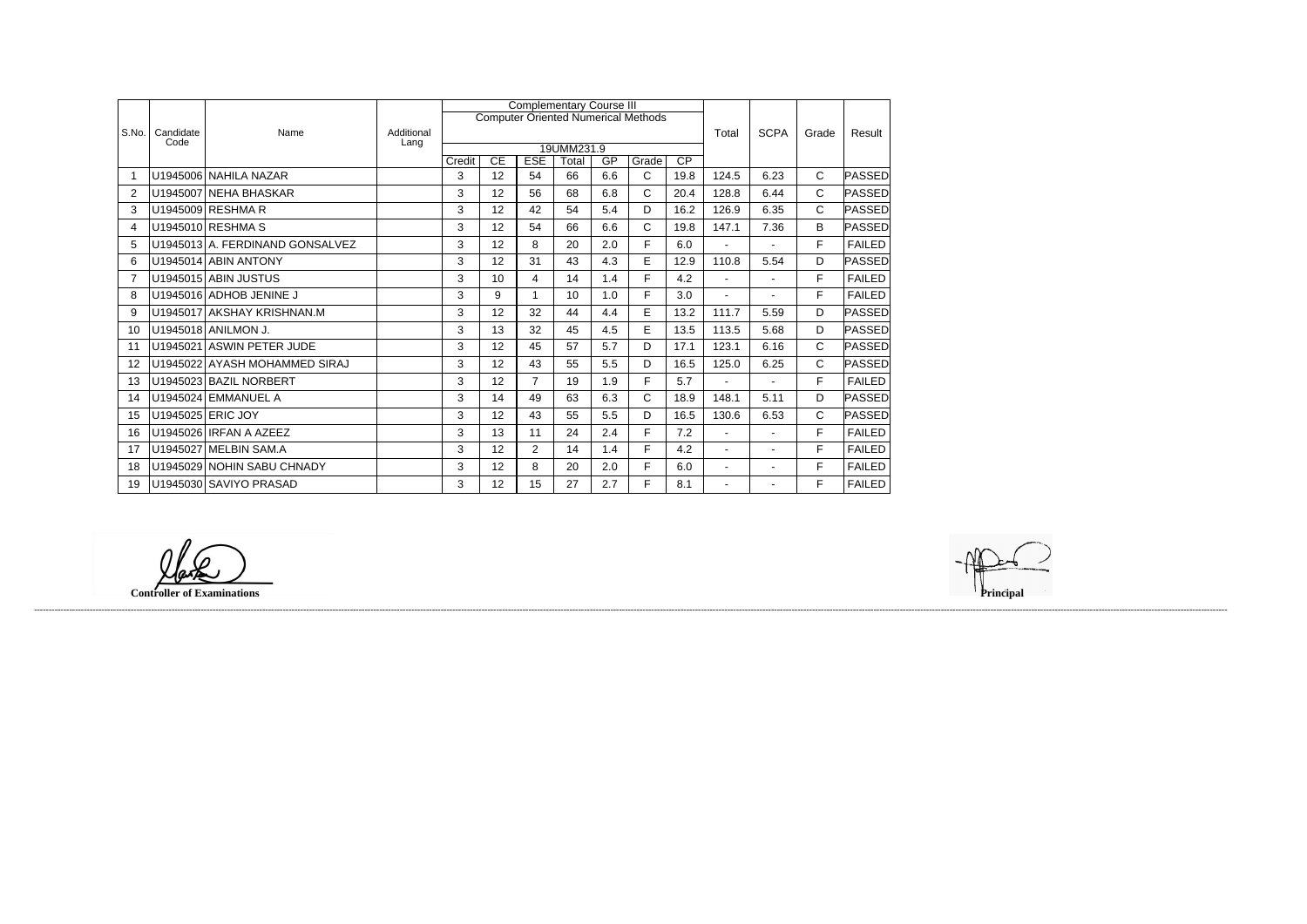| S.No. | Candidate Code | Name | Additional Lang | Complementary Course III Computer Oriented Numerical Methods 19UMM231.9 | | | | | | | Total | SCPA | Grade | Result |
|---|---|---|---|---|---|---|---|---|---|---|---|---|---|---|
| | | | | Credit | CE | ESE | Total | GP | Grade | CP | | | | |
| 1 | U1945006 | NAHILA NAZAR | | 3 | 12 | 54 | 66 | 6.6 | C | 19.8 | 124.5 | 6.23 | C | PASSED |
| 2 | U1945007 | NEHA BHASKAR | | 3 | 12 | 56 | 68 | 6.8 | C | 20.4 | 128.8 | 6.44 | C | PASSED |
| 3 | U1945009 | RESHMA R | | 3 | 12 | 42 | 54 | 5.4 | D | 16.2 | 126.9 | 6.35 | C | PASSED |
| 4 | U1945010 | RESHMA S | | 3 | 12 | 54 | 66 | 6.6 | C | 19.8 | 147.1 | 7.36 | B | PASSED |
| 5 | U1945013 | A. FERDINAND GONSALVEZ | | 3 | 12 | 8 | 20 | 2.0 | F | 6.0 | - | - | F | FAILED |
| 6 | U1945014 | ABIN ANTONY | | 3 | 12 | 31 | 43 | 4.3 | E | 12.9 | 110.8 | 5.54 | D | PASSED |
| 7 | U1945015 | ABIN JUSTUS | | 3 | 10 | 4 | 14 | 1.4 | F | 4.2 | - | - | F | FAILED |
| 8 | U1945016 | ADHOB JENINE J | | 3 | 9 | 1 | 10 | 1.0 | F | 3.0 | - | - | F | FAILED |
| 9 | U1945017 | AKSHAY KRISHNAN.M | | 3 | 12 | 32 | 44 | 4.4 | E | 13.2 | 111.7 | 5.59 | D | PASSED |
| 10 | U1945018 | ANILMON J. | | 3 | 13 | 32 | 45 | 4.5 | E | 13.5 | 113.5 | 5.68 | D | PASSED |
| 11 | U1945021 | ASWIN PETER JUDE | | 3 | 12 | 45 | 57 | 5.7 | D | 17.1 | 123.1 | 6.16 | C | PASSED |
| 12 | U1945022 | AYASH MOHAMMED SIRAJ | | 3 | 12 | 43 | 55 | 5.5 | D | 16.5 | 125.0 | 6.25 | C | PASSED |
| 13 | U1945023 | BAZIL NORBERT | | 3 | 12 | 7 | 19 | 1.9 | F | 5.7 | - | - | F | FAILED |
| 14 | U1945024 | EMMANUEL A | | 3 | 14 | 49 | 63 | 6.3 | C | 18.9 | 148.1 | 5.11 | D | PASSED |
| 15 | U1945025 | ERIC JOY | | 3 | 12 | 43 | 55 | 5.5 | D | 16.5 | 130.6 | 6.53 | C | PASSED |
| 16 | U1945026 | IRFAN A AZEEZ | | 3 | 13 | 11 | 24 | 2.4 | F | 7.2 | - | - | F | FAILED |
| 17 | U1945027 | MELBIN SAM.A | | 3 | 12 | 2 | 14 | 1.4 | F | 4.2 | - | - | F | FAILED |
| 18 | U1945029 | NOHIN SABU CHNADY | | 3 | 12 | 8 | 20 | 2.0 | F | 6.0 | - | - | F | FAILED |
| 19 | U1945030 | SAVIYO PRASAD | | 3 | 12 | 15 | 27 | 2.7 | F | 8.1 | - | - | F | FAILED |

**Controller of Examinations**

**Principal**